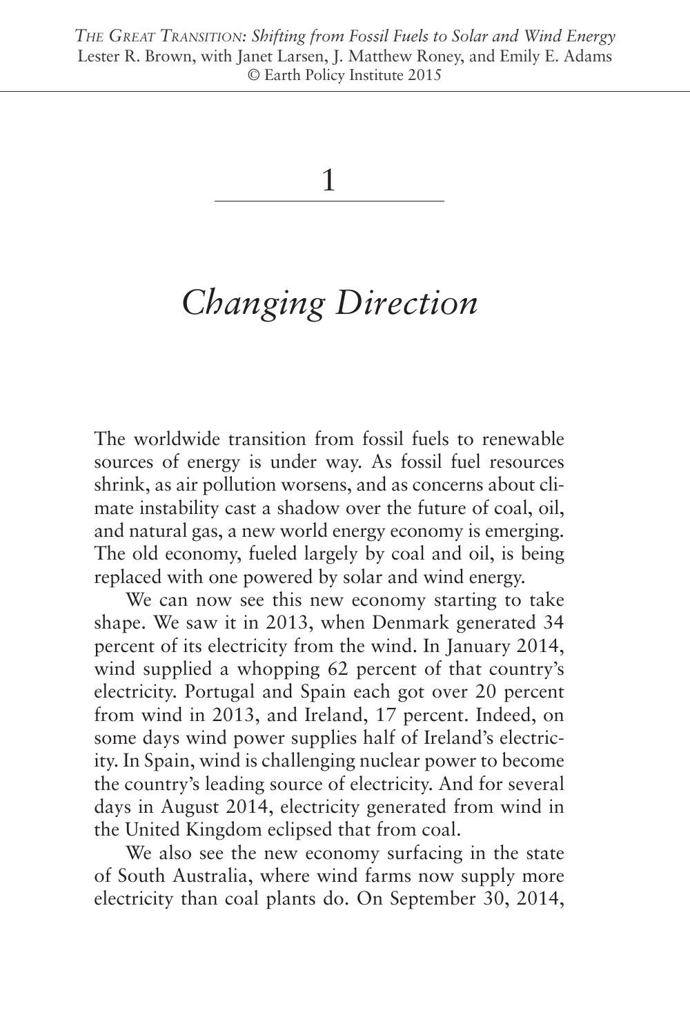# 1

# *Changing Direction*

The worldwide transition from fossil fuels to renewable sources of energy is under way. As fossil fuel resources shrink, as air pollution worsens, and as concerns about climate instability cast a shadow over the future of coal, oil, and natural gas, a new world energy economy is emerging. The old economy, fueled largely by coal and oil, is being replaced with one powered by solar and wind energy.

We can now see this new economy starting to take shape. We saw it in 2013, when Denmark generated 34 percent of its electricity from the wind. In January 2014, wind supplied a whopping 62 percent of that country's electricity. Portugal and Spain each got over 20 percent from wind in 2013, and Ireland, 17 percent. Indeed, on some days wind power supplies half of Ireland's electricity. In Spain, wind is challenging nuclear power to become the country's leading source of electricity. And for several days in August 2014, electricity generated from wind in the United Kingdom eclipsed that from coal.

We also see the new economy surfacing in the state of South Australia, where wind farms now supply more electricity than coal plants do. On September 30, 2014,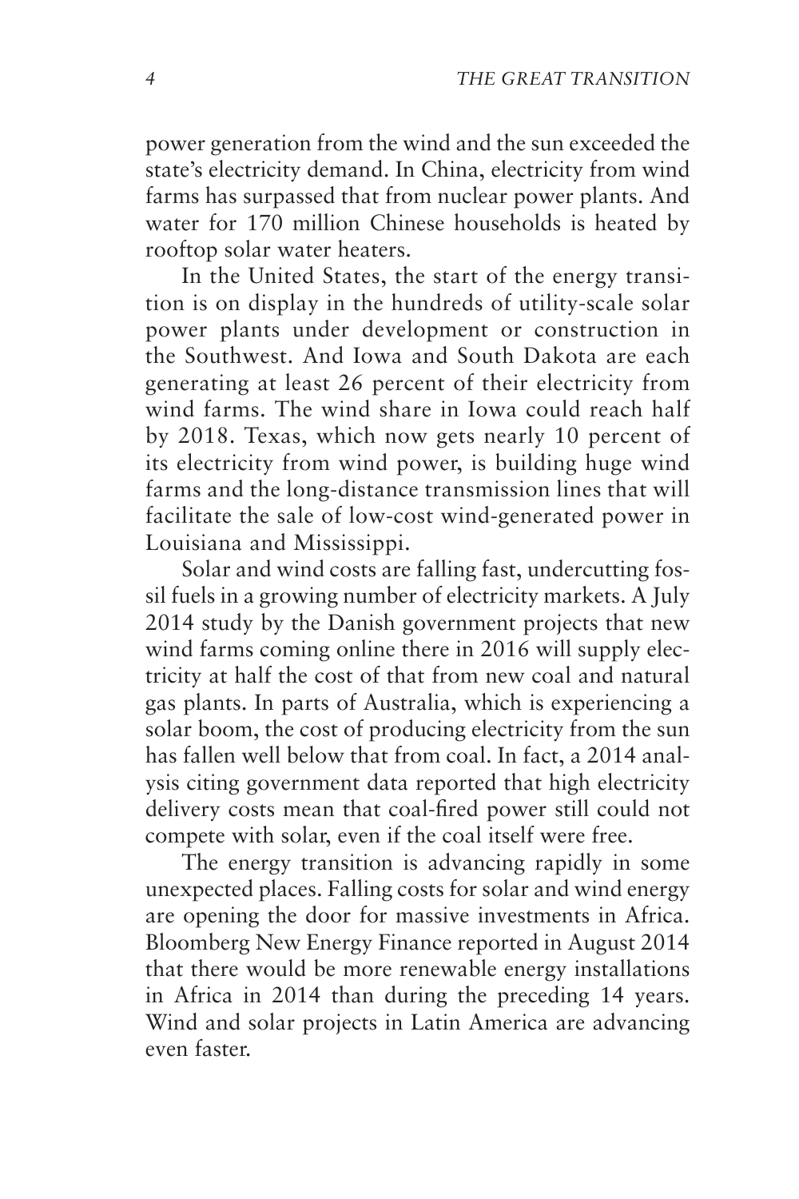power generation from the wind and the sun exceeded the state's electricity demand. In China, electricity from wind farms has surpassed that from nuclear power plants. And water for 170 million Chinese households is heated by rooftop solar water heaters.

In the United States, the start of the energy transition is on display in the hundreds of utility-scale solar power plants under development or construction in the Southwest. And Iowa and South Dakota are each generating at least 26 percent of their electricity from wind farms. The wind share in Iowa could reach half by 2018. Texas, which now gets nearly 10 percent of its electricity from wind power, is building huge wind farms and the long-distance transmission lines that will facilitate the sale of low-cost wind-generated power in Louisiana and Mississippi.

Solar and wind costs are falling fast, undercutting fossil fuels in a growing number of electricity markets. A July 2014 study by the Danish government projects that new wind farms coming online there in 2016 will supply electricity at half the cost of that from new coal and natural gas plants. In parts of Australia, which is experiencing a solar boom, the cost of producing electricity from the sun has fallen well below that from coal. In fact, a 2014 analysis citing government data reported that high electricity delivery costs mean that coal-fired power still could not compete with solar, even if the coal itself were free.

The energy transition is advancing rapidly in some unexpected places. Falling costs for solar and wind energy are opening the door for massive investments in Africa. Bloomberg New Energy Finance reported in August 2014 that there would be more renewable energy installations in Africa in 2014 than during the preceding 14 years. Wind and solar projects in Latin America are advancing even faster.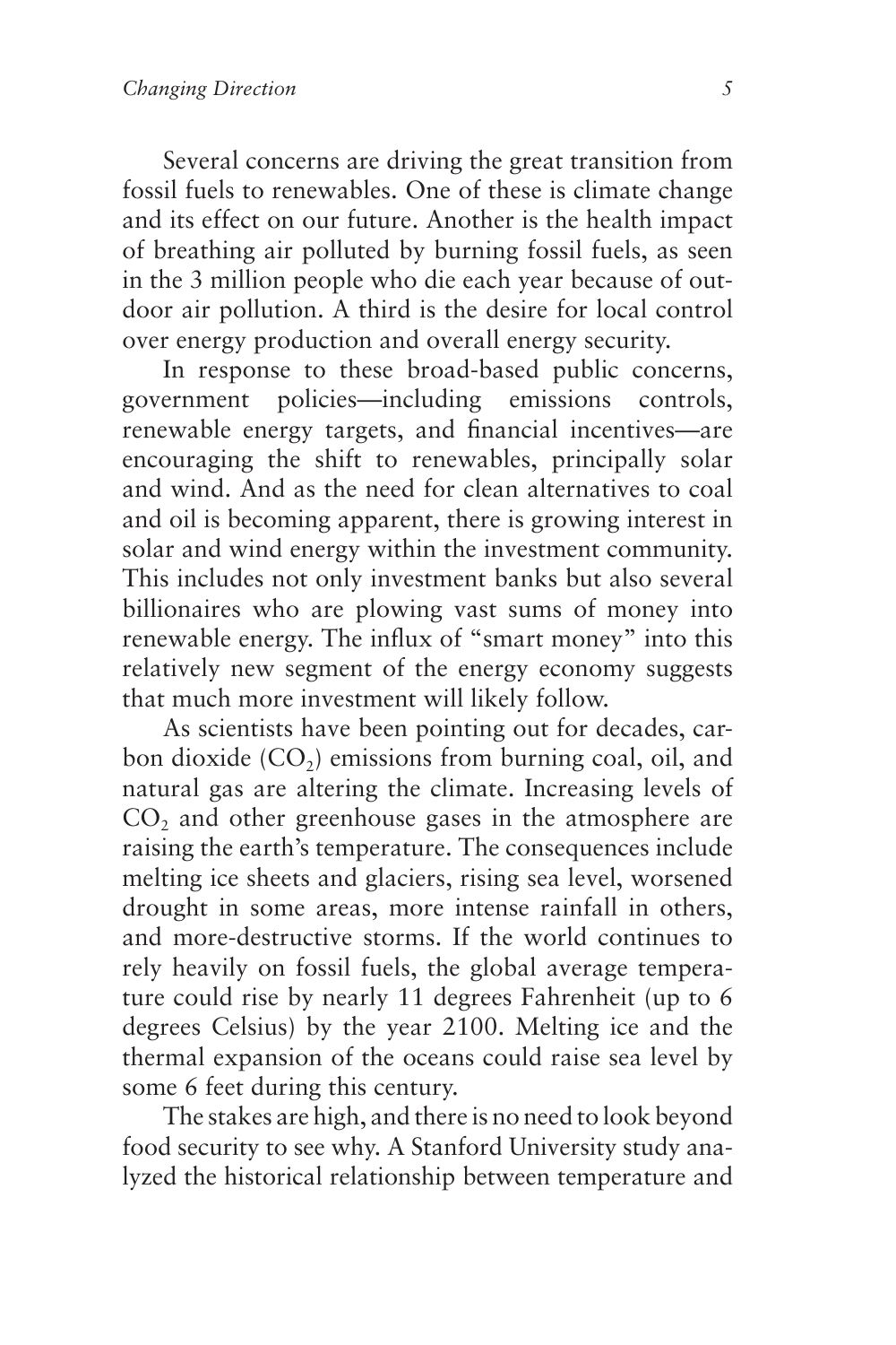Several concerns are driving the great transition from fossil fuels to renewables. One of these is climate change and its effect on our future. Another is the health impact of breathing air polluted by burning fossil fuels, as seen in the 3 million people who die each year because of outdoor air pollution. A third is the desire for local control over energy production and overall energy security.

In response to these broad-based public concerns, government policies—including emissions controls, renewable energy targets, and financial incentives—are encouraging the shift to renewables, principally solar and wind. And as the need for clean alternatives to coal and oil is becoming apparent, there is growing interest in solar and wind energy within the investment community. This includes not only investment banks but also several billionaires who are plowing vast sums of money into renewable energy. The influx of "smart money" into this relatively new segment of the energy economy suggests that much more investment will likely follow.

As scientists have been pointing out for decades, carbon dioxide ($CO_2$) emissions from burning coal, oil, and natural gas are altering the climate. Increasing levels of $CO_2$ and other greenhouse gases in the atmosphere are raising the earth's temperature. The consequences include melting ice sheets and glaciers, rising sea level, worsened drought in some areas, more intense rainfall in others, and more-destructive storms. If the world continues to rely heavily on fossil fuels, the global average temperature could rise by nearly 11 degrees Fahrenheit (up to 6 degrees Celsius) by the year 2100. Melting ice and the thermal expansion of the oceans could raise sea level by some 6 feet during this century.

The stakes are high, and there is no need to look beyond food security to see why. A Stanford University study analyzed the historical relationship between temperature and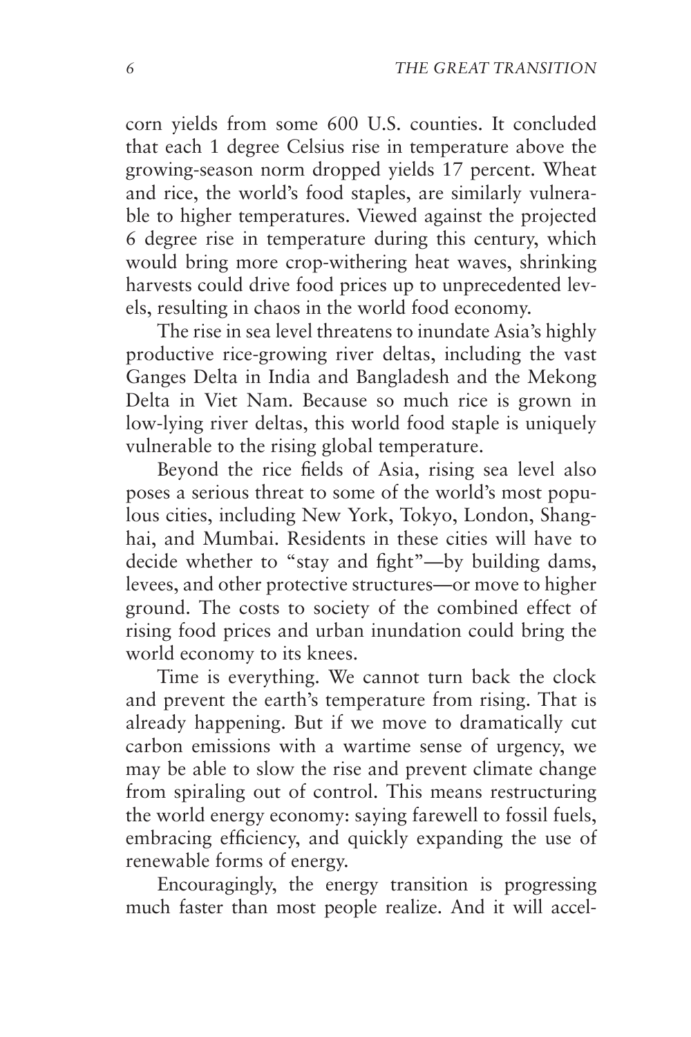corn yields from some 600 U.S. counties. It concluded that each 1 degree Celsius rise in temperature above the growing-season norm dropped yields 17 percent. Wheat and rice, the world's food staples, are similarly vulnerable to higher temperatures. Viewed against the projected 6 degree rise in temperature during this century, which would bring more crop-withering heat waves, shrinking harvests could drive food prices up to unprecedented levels, resulting in chaos in the world food economy.

The rise in sea level threatens to inundate Asia's highly productive rice-growing river deltas, including the vast Ganges Delta in India and Bangladesh and the Mekong Delta in Viet Nam. Because so much rice is grown in low-lying river deltas, this world food staple is uniquely vulnerable to the rising global temperature.

Beyond the rice fields of Asia, rising sea level also poses a serious threat to some of the world's most populous cities, including New York, Tokyo, London, Shanghai, and Mumbai. Residents in these cities will have to decide whether to "stay and fight"—by building dams, levees, and other protective structures—or move to higher ground. The costs to society of the combined effect of rising food prices and urban inundation could bring the world economy to its knees.

Time is everything. We cannot turn back the clock and prevent the earth's temperature from rising. That is already happening. But if we move to dramatically cut carbon emissions with a wartime sense of urgency, we may be able to slow the rise and prevent climate change from spiraling out of control. This means restructuring the world energy economy: saying farewell to fossil fuels, embracing efficiency, and quickly expanding the use of renewable forms of energy.

Encouragingly, the energy transition is progressing much faster than most people realize. And it will accel-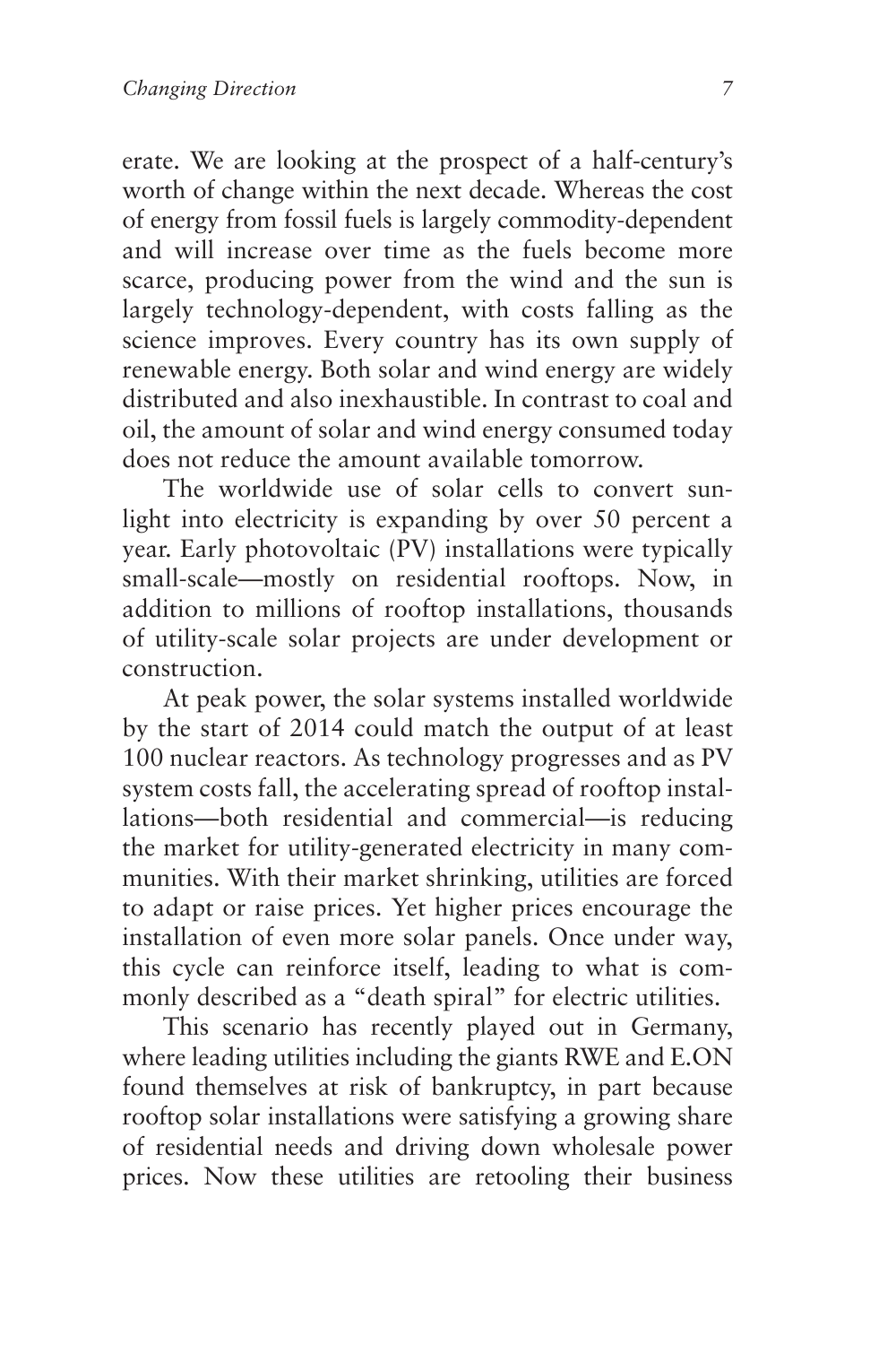erate. We are looking at the prospect of a half-century's worth of change within the next decade. Whereas the cost of energy from fossil fuels is largely commodity-dependent and will increase over time as the fuels become more scarce, producing power from the wind and the sun is largely technology-dependent, with costs falling as the science improves. Every country has its own supply of renewable energy. Both solar and wind energy are widely distributed and also inexhaustible. In contrast to coal and oil, the amount of solar and wind energy consumed today does not reduce the amount available tomorrow.

The worldwide use of solar cells to convert sunlight into electricity is expanding by over 50 percent a year. Early photovoltaic (PV) installations were typically small-scale—mostly on residential rooftops. Now, in addition to millions of rooftop installations, thousands of utility-scale solar projects are under development or construction.

At peak power, the solar systems installed worldwide by the start of 2014 could match the output of at least 100 nuclear reactors. As technology progresses and as PV system costs fall, the accelerating spread of rooftop installations—both residential and commercial—is reducing the market for utility-generated electricity in many communities. With their market shrinking, utilities are forced to adapt or raise prices. Yet higher prices encourage the installation of even more solar panels. Once under way, this cycle can reinforce itself, leading to what is commonly described as a "death spiral" for electric utilities.

This scenario has recently played out in Germany, where leading utilities including the giants RWE and E.ON found themselves at risk of bankruptcy, in part because rooftop solar installations were satisfying a growing share of residential needs and driving down wholesale power prices. Now these utilities are retooling their business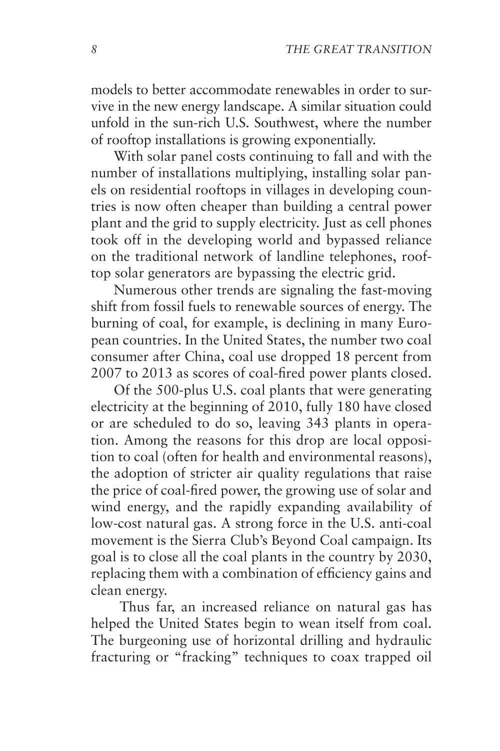models to better accommodate renewables in order to survive in the new energy landscape. A similar situation could unfold in the sun-rich U.S. Southwest, where the number of rooftop installations is growing exponentially.

With solar panel costs continuing to fall and with the number of installations multiplying, installing solar panels on residential rooftops in villages in developing countries is now often cheaper than building a central power plant and the grid to supply electricity. Just as cell phones took off in the developing world and bypassed reliance on the traditional network of landline telephones, rooftop solar generators are bypassing the electric grid.

Numerous other trends are signaling the fast-moving shift from fossil fuels to renewable sources of energy. The burning of coal, for example, is declining in many European countries. In the United States, the number two coal consumer after China, coal use dropped 18 percent from 2007 to 2013 as scores of coal-fired power plants closed.

Of the 500-plus U.S. coal plants that were generating electricity at the beginning of 2010, fully 180 have closed or are scheduled to do so, leaving 343 plants in operation. Among the reasons for this drop are local opposition to coal (often for health and environmental reasons), the adoption of stricter air quality regulations that raise the price of coal-fired power, the growing use of solar and wind energy, and the rapidly expanding availability of low-cost natural gas. A strong force in the U.S. anti-coal movement is the Sierra Club's Beyond Coal campaign. Its goal is to close all the coal plants in the country by 2030, replacing them with a combination of efficiency gains and clean energy.

Thus far, an increased reliance on natural gas has helped the United States begin to wean itself from coal. The burgeoning use of horizontal drilling and hydraulic fracturing or "fracking" techniques to coax trapped oil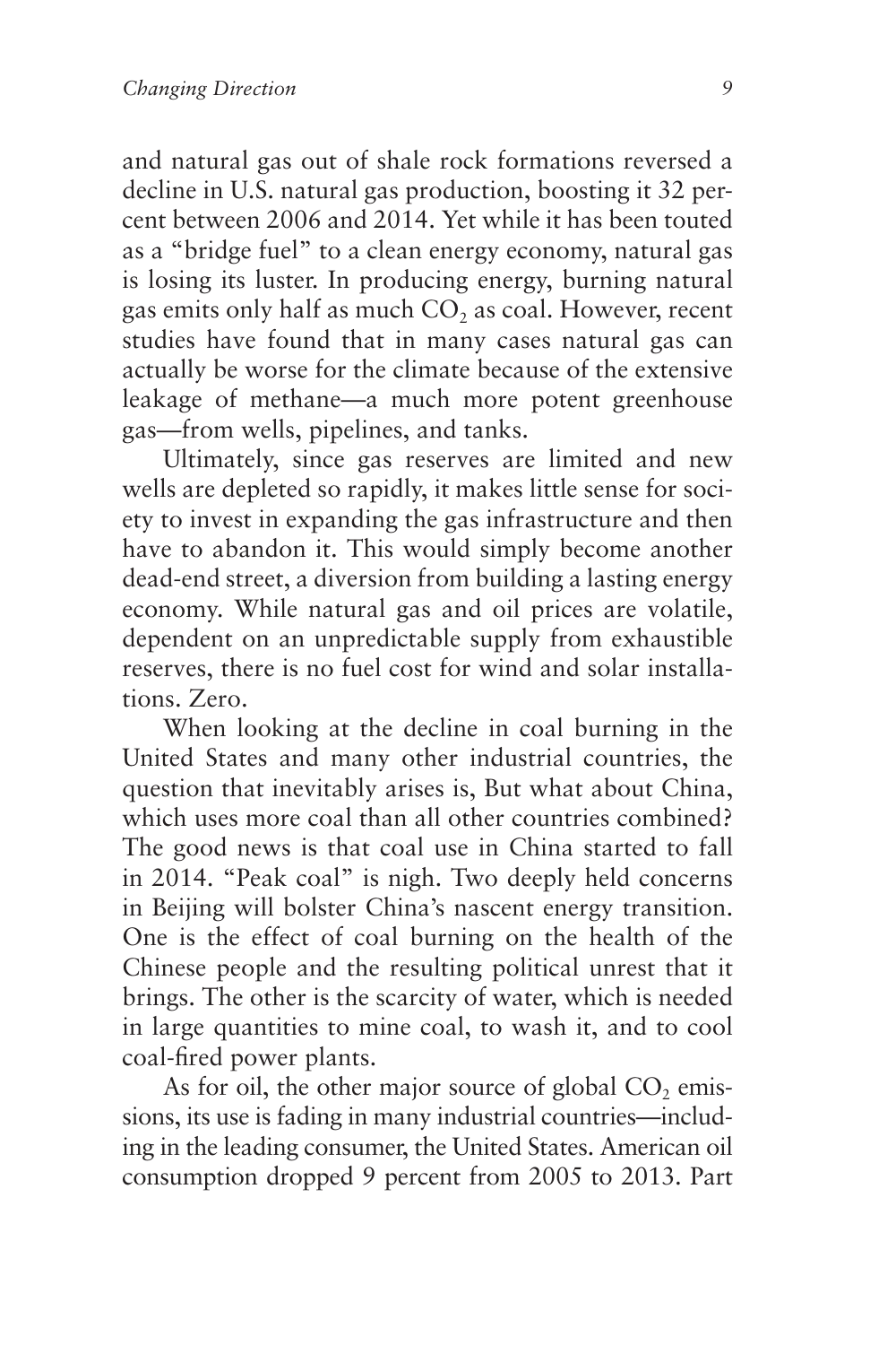and natural gas out of shale rock formations reversed a decline in U.S. natural gas production, boosting it 32 percent between 2006 and 2014. Yet while it has been touted as a "bridge fuel" to a clean energy economy, natural gas is losing its luster. In producing energy, burning natural gas emits only half as much $CO_2$ as coal. However, recent studies have found that in many cases natural gas can actually be worse for the climate because of the extensive leakage of methane—a much more potent greenhouse gas—from wells, pipelines, and tanks.

Ultimately, since gas reserves are limited and new wells are depleted so rapidly, it makes little sense for society to invest in expanding the gas infrastructure and then have to abandon it. This would simply become another dead-end street, a diversion from building a lasting energy economy. While natural gas and oil prices are volatile, dependent on an unpredictable supply from exhaustible reserves, there is no fuel cost for wind and solar installations. Zero.

When looking at the decline in coal burning in the United States and many other industrial countries, the question that inevitably arises is, But what about China, which uses more coal than all other countries combined? The good news is that coal use in China started to fall in 2014. "Peak coal" is nigh. Two deeply held concerns in Beijing will bolster China's nascent energy transition. One is the effect of coal burning on the health of the Chinese people and the resulting political unrest that it brings. The other is the scarcity of water, which is needed in large quantities to mine coal, to wash it, and to cool coal-fired power plants.

As for oil, the other major source of global $CO_2$ emissions, its use is fading in many industrial countries—including in the leading consumer, the United States. American oil consumption dropped 9 percent from 2005 to 2013. Part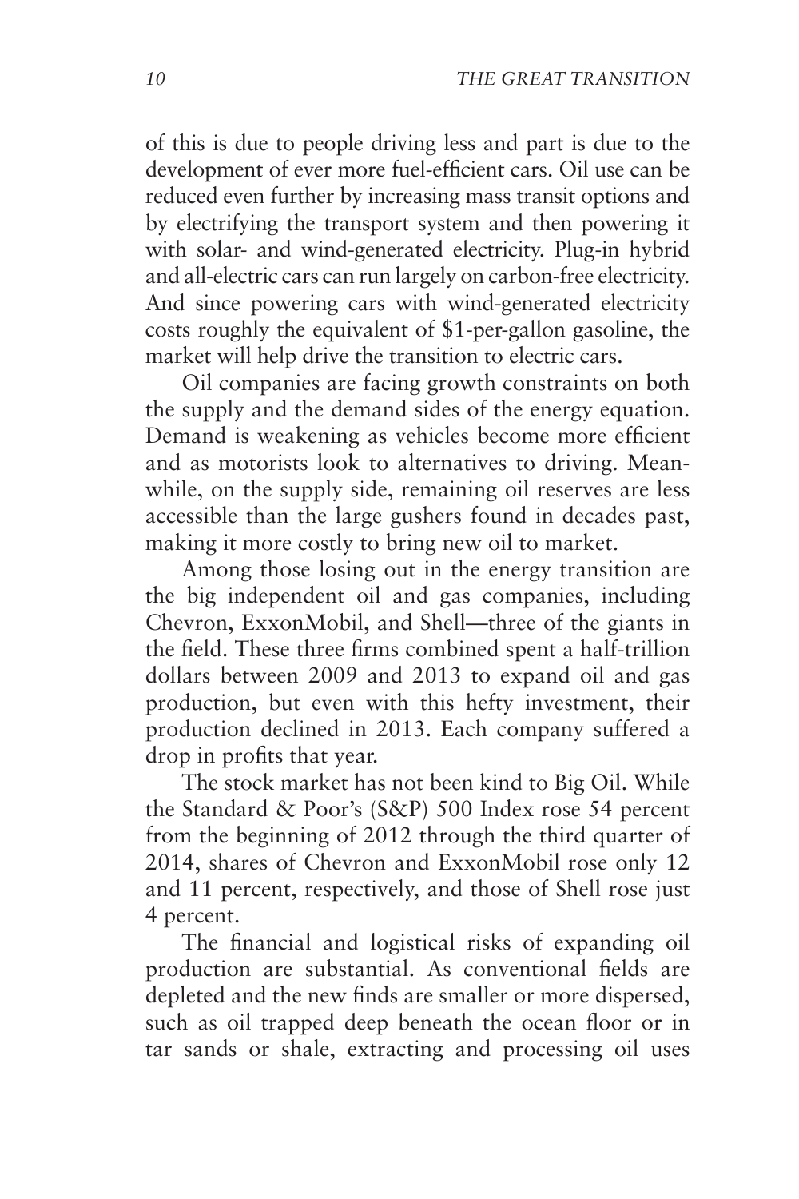of this is due to people driving less and part is due to the development of ever more fuel-efficient cars. Oil use can be reduced even further by increasing mass transit options and by electrifying the transport system and then powering it with solar- and wind-generated electricity. Plug-in hybrid and all-electric cars can run largely on carbon-free electricity. And since powering cars with wind-generated electricity costs roughly the equivalent of $1-per-gallon gasoline, the market will help drive the transition to electric cars.

Oil companies are facing growth constraints on both the supply and the demand sides of the energy equation. Demand is weakening as vehicles become more efficient and as motorists look to alternatives to driving. Meanwhile, on the supply side, remaining oil reserves are less accessible than the large gushers found in decades past, making it more costly to bring new oil to market.

Among those losing out in the energy transition are the big independent oil and gas companies, including Chevron, ExxonMobil, and Shell—three of the giants in the field. These three firms combined spent a half-trillion dollars between 2009 and 2013 to expand oil and gas production, but even with this hefty investment, their production declined in 2013. Each company suffered a drop in profits that year.

The stock market has not been kind to Big Oil. While the Standard & Poor's (S&P) 500 Index rose 54 percent from the beginning of 2012 through the third quarter of 2014, shares of Chevron and ExxonMobil rose only 12 and 11 percent, respectively, and those of Shell rose just 4 percent.

The financial and logistical risks of expanding oil production are substantial. As conventional fields are depleted and the new finds are smaller or more dispersed, such as oil trapped deep beneath the ocean floor or in tar sands or shale, extracting and processing oil uses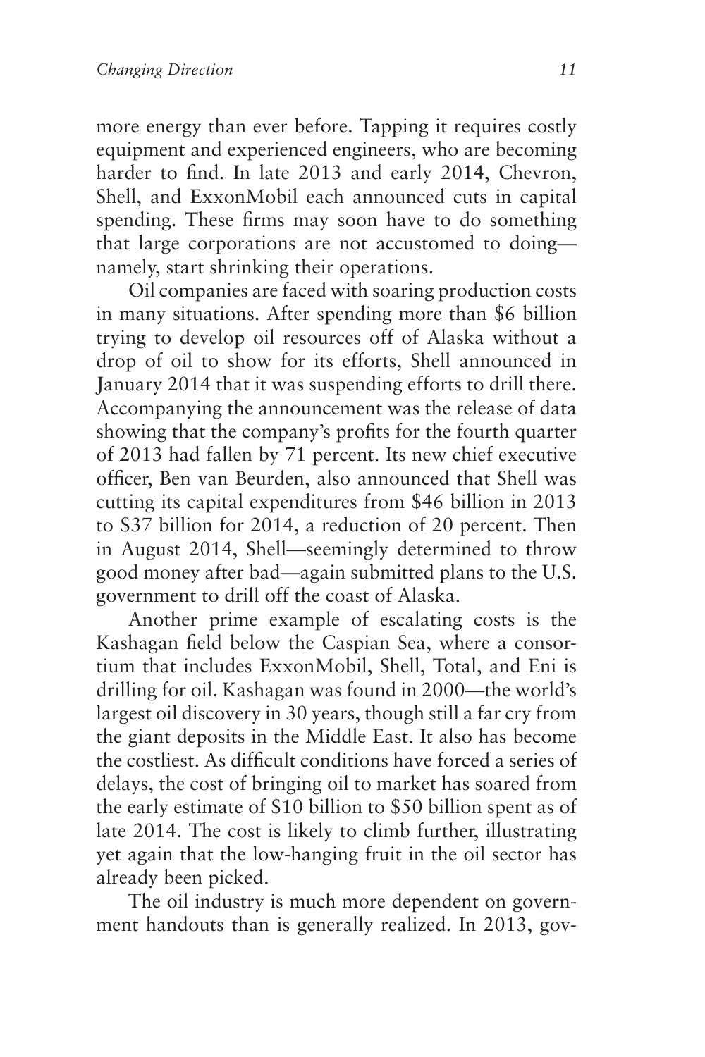more energy than ever before. Tapping it requires costly equipment and experienced engineers, who are becoming harder to find. In late 2013 and early 2014, Chevron, Shell, and ExxonMobil each announced cuts in capital spending. These firms may soon have to do something that large corporations are not accustomed to doing—namely, start shrinking their operations.

Oil companies are faced with soaring production costs in many situations. After spending more than $6 billion trying to develop oil resources off of Alaska without a drop of oil to show for its efforts, Shell announced in January 2014 that it was suspending efforts to drill there. Accompanying the announcement was the release of data showing that the company's profits for the fourth quarter of 2013 had fallen by 71 percent. Its new chief executive officer, Ben van Beurden, also announced that Shell was cutting its capital expenditures from $46 billion in 2013 to $37 billion for 2014, a reduction of 20 percent. Then in August 2014, Shell—seemingly determined to throw good money after bad—again submitted plans to the U.S. government to drill off the coast of Alaska.

Another prime example of escalating costs is the Kashagan field below the Caspian Sea, where a consortium that includes ExxonMobil, Shell, Total, and Eni is drilling for oil. Kashagan was found in 2000—the world's largest oil discovery in 30 years, though still a far cry from the giant deposits in the Middle East. It also has become the costliest. As difficult conditions have forced a series of delays, the cost of bringing oil to market has soared from the early estimate of $10 billion to $50 billion spent as of late 2014. The cost is likely to climb further, illustrating yet again that the low-hanging fruit in the oil sector has already been picked.

The oil industry is much more dependent on government handouts than is generally realized. In 2013, gov-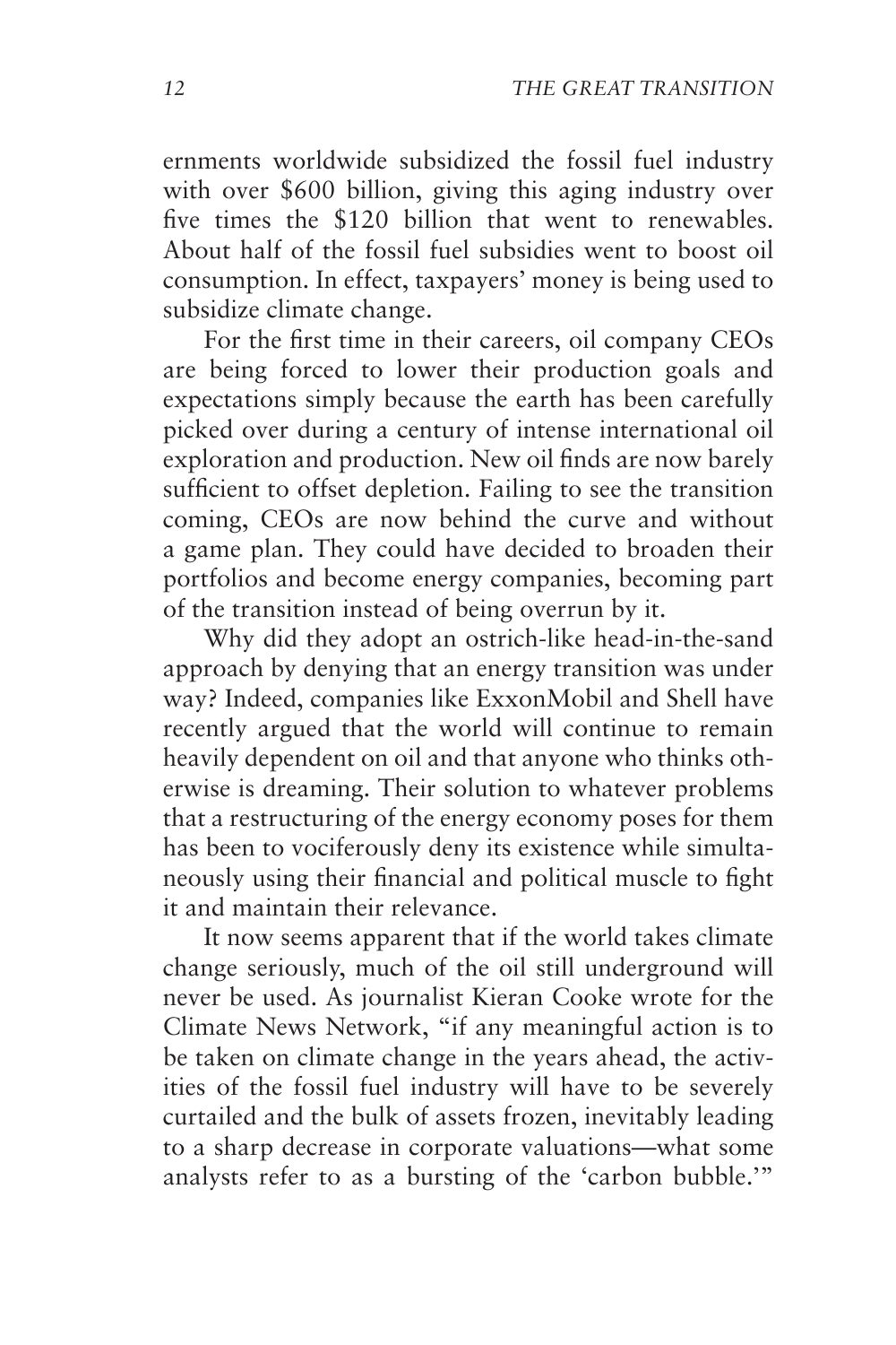ernments worldwide subsidized the fossil fuel industry with over $600 billion, giving this aging industry over five times the $120 billion that went to renewables. About half of the fossil fuel subsidies went to boost oil consumption. In effect, taxpayers' money is being used to subsidize climate change.

For the first time in their careers, oil company CEOs are being forced to lower their production goals and expectations simply because the earth has been carefully picked over during a century of intense international oil exploration and production. New oil finds are now barely sufficient to offset depletion. Failing to see the transition coming, CEOs are now behind the curve and without a game plan. They could have decided to broaden their portfolios and become energy companies, becoming part of the transition instead of being overrun by it.

Why did they adopt an ostrich-like head-in-the-sand approach by denying that an energy transition was under way? Indeed, companies like ExxonMobil and Shell have recently argued that the world will continue to remain heavily dependent on oil and that anyone who thinks otherwise is dreaming. Their solution to whatever problems that a restructuring of the energy economy poses for them has been to vociferously deny its existence while simultaneously using their financial and political muscle to fight it and maintain their relevance.

It now seems apparent that if the world takes climate change seriously, much of the oil still underground will never be used. As journalist Kieran Cooke wrote for the Climate News Network, "if any meaningful action is to be taken on climate change in the years ahead, the activities of the fossil fuel industry will have to be severely curtailed and the bulk of assets frozen, inevitably leading to a sharp decrease in corporate valuations—what some analysts refer to as a bursting of the 'carbon bubble.'"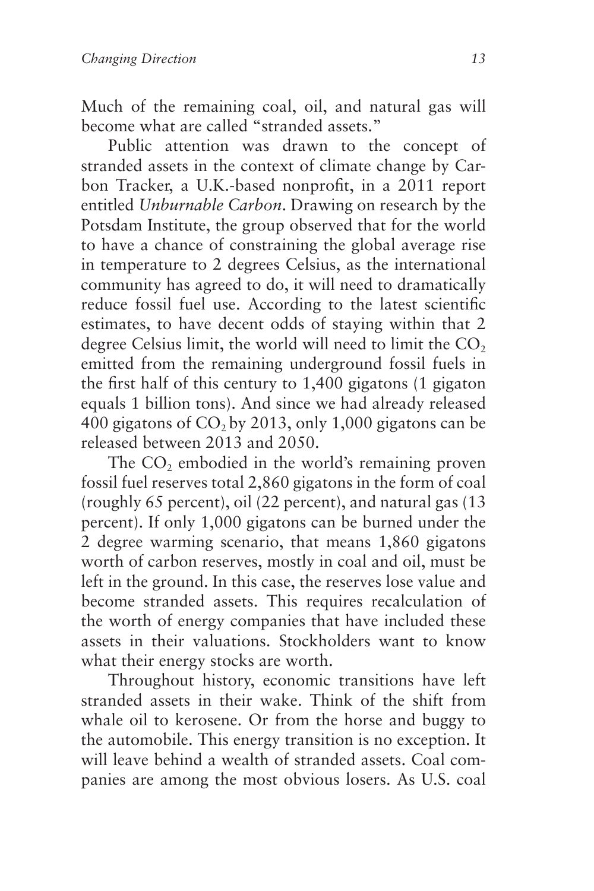Much of the remaining coal, oil, and natural gas will become what are called "stranded assets."

Public attention was drawn to the concept of stranded assets in the context of climate change by Carbon Tracker, a U.K.-based nonprofit, in a 2011 report entitled *Unburnable Carbon*. Drawing on research by the Potsdam Institute, the group observed that for the world to have a chance of constraining the global average rise in temperature to 2 degrees Celsius, as the international community has agreed to do, it will need to dramatically reduce fossil fuel use. According to the latest scientific estimates, to have decent odds of staying within that 2 degree Celsius limit, the world will need to limit the $CO_2$ emitted from the remaining underground fossil fuels in the first half of this century to 1,400 gigatons (1 gigaton equals 1 billion tons). And since we had already released 400 gigatons of $CO_2$ by 2013, only 1,000 gigatons can be released between 2013 and 2050.

The $CO_2$ embodied in the world's remaining proven fossil fuel reserves total 2,860 gigatons in the form of coal (roughly 65 percent), oil (22 percent), and natural gas (13 percent). If only 1,000 gigatons can be burned under the 2 degree warming scenario, that means 1,860 gigatons worth of carbon reserves, mostly in coal and oil, must be left in the ground. In this case, the reserves lose value and become stranded assets. This requires recalculation of the worth of energy companies that have included these assets in their valuations. Stockholders want to know what their energy stocks are worth.

Throughout history, economic transitions have left stranded assets in their wake. Think of the shift from whale oil to kerosene. Or from the horse and buggy to the automobile. This energy transition is no exception. It will leave behind a wealth of stranded assets. Coal companies are among the most obvious losers. As U.S. coal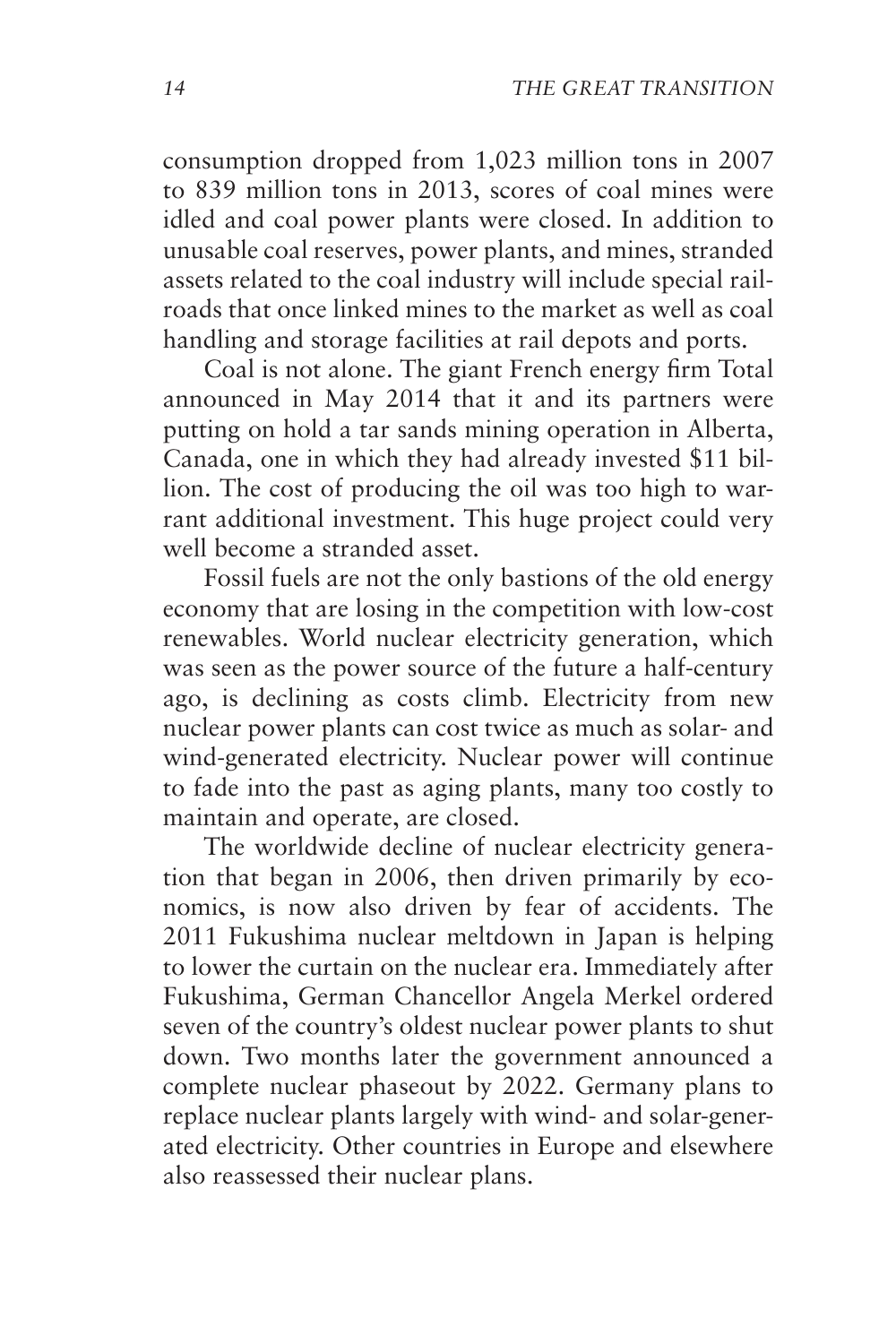consumption dropped from 1,023 million tons in 2007 to 839 million tons in 2013, scores of coal mines were idled and coal power plants were closed. In addition to unusable coal reserves, power plants, and mines, stranded assets related to the coal industry will include special railroads that once linked mines to the market as well as coal handling and storage facilities at rail depots and ports.

Coal is not alone. The giant French energy firm Total announced in May 2014 that it and its partners were putting on hold a tar sands mining operation in Alberta, Canada, one in which they had already invested $11 billion. The cost of producing the oil was too high to warrant additional investment. This huge project could very well become a stranded asset.

Fossil fuels are not the only bastions of the old energy economy that are losing in the competition with low-cost renewables. World nuclear electricity generation, which was seen as the power source of the future a half-century ago, is declining as costs climb. Electricity from new nuclear power plants can cost twice as much as solar- and wind-generated electricity. Nuclear power will continue to fade into the past as aging plants, many too costly to maintain and operate, are closed.

The worldwide decline of nuclear electricity generation that began in 2006, then driven primarily by economics, is now also driven by fear of accidents. The 2011 Fukushima nuclear meltdown in Japan is helping to lower the curtain on the nuclear era. Immediately after Fukushima, German Chancellor Angela Merkel ordered seven of the country's oldest nuclear power plants to shut down. Two months later the government announced a complete nuclear phaseout by 2022. Germany plans to replace nuclear plants largely with wind- and solar-generated electricity. Other countries in Europe and elsewhere also reassessed their nuclear plans.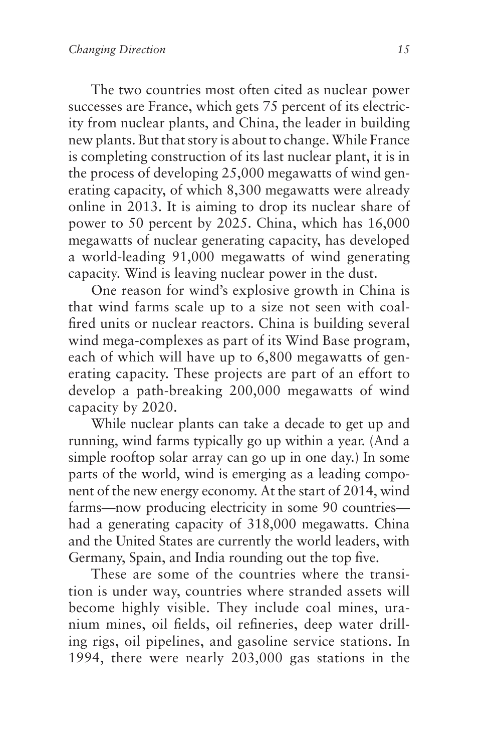The two countries most often cited as nuclear power successes are France, which gets 75 percent of its electricity from nuclear plants, and China, the leader in building new plants. But that story is about to change. While France is completing construction of its last nuclear plant, it is in the process of developing 25,000 megawatts of wind generating capacity, of which 8,300 megawatts were already online in 2013. It is aiming to drop its nuclear share of power to 50 percent by 2025. China, which has 16,000 megawatts of nuclear generating capacity, has developed a world-leading 91,000 megawatts of wind generating capacity. Wind is leaving nuclear power in the dust.

One reason for wind's explosive growth in China is that wind farms scale up to a size not seen with coal-fired units or nuclear reactors. China is building several wind mega-complexes as part of its Wind Base program, each of which will have up to 6,800 megawatts of generating capacity. These projects are part of an effort to develop a path-breaking 200,000 megawatts of wind capacity by 2020.

While nuclear plants can take a decade to get up and running, wind farms typically go up within a year. (And a simple rooftop solar array can go up in one day.) In some parts of the world, wind is emerging as a leading component of the new energy economy. At the start of 2014, wind farms—now producing electricity in some 90 countries—had a generating capacity of 318,000 megawatts. China and the United States are currently the world leaders, with Germany, Spain, and India rounding out the top five.

These are some of the countries where the transition is under way, countries where stranded assets will become highly visible. They include coal mines, uranium mines, oil fields, oil refineries, deep water drilling rigs, oil pipelines, and gasoline service stations. In 1994, there were nearly 203,000 gas stations in the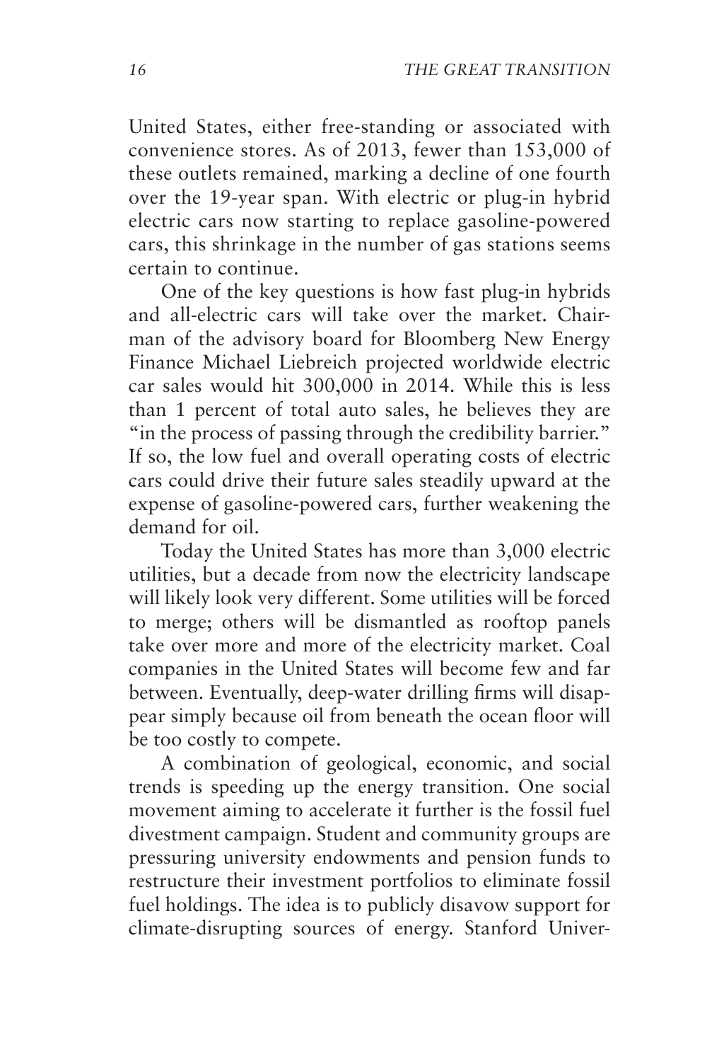United States, either free-standing or associated with convenience stores. As of 2013, fewer than 153,000 of these outlets remained, marking a decline of one fourth over the 19-year span. With electric or plug-in hybrid electric cars now starting to replace gasoline-powered cars, this shrinkage in the number of gas stations seems certain to continue.

One of the key questions is how fast plug-in hybrids and all-electric cars will take over the market. Chairman of the advisory board for Bloomberg New Energy Finance Michael Liebreich projected worldwide electric car sales would hit 300,000 in 2014. While this is less than 1 percent of total auto sales, he believes they are "in the process of passing through the credibility barrier." If so, the low fuel and overall operating costs of electric cars could drive their future sales steadily upward at the expense of gasoline-powered cars, further weakening the demand for oil.

Today the United States has more than 3,000 electric utilities, but a decade from now the electricity landscape will likely look very different. Some utilities will be forced to merge; others will be dismantled as rooftop panels take over more and more of the electricity market. Coal companies in the United States will become few and far between. Eventually, deep-water drilling firms will disappear simply because oil from beneath the ocean floor will be too costly to compete.

A combination of geological, economic, and social trends is speeding up the energy transition. One social movement aiming to accelerate it further is the fossil fuel divestment campaign. Student and community groups are pressuring university endowments and pension funds to restructure their investment portfolios to eliminate fossil fuel holdings. The idea is to publicly disavow support for climate-disrupting sources of energy. Stanford Univer-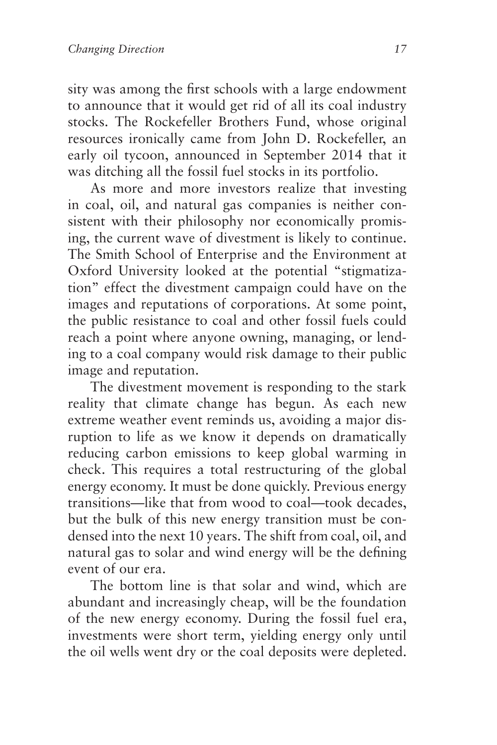sity was among the first schools with a large endowment to announce that it would get rid of all its coal industry stocks. The Rockefeller Brothers Fund, whose original resources ironically came from John D. Rockefeller, an early oil tycoon, announced in September 2014 that it was ditching all the fossil fuel stocks in its portfolio.

As more and more investors realize that investing in coal, oil, and natural gas companies is neither consistent with their philosophy nor economically promising, the current wave of divestment is likely to continue. The Smith School of Enterprise and the Environment at Oxford University looked at the potential "stigmatization" effect the divestment campaign could have on the images and reputations of corporations. At some point, the public resistance to coal and other fossil fuels could reach a point where anyone owning, managing, or lending to a coal company would risk damage to their public image and reputation.

The divestment movement is responding to the stark reality that climate change has begun. As each new extreme weather event reminds us, avoiding a major disruption to life as we know it depends on dramatically reducing carbon emissions to keep global warming in check. This requires a total restructuring of the global energy economy. It must be done quickly. Previous energy transitions—like that from wood to coal—took decades, but the bulk of this new energy transition must be condensed into the next 10 years. The shift from coal, oil, and natural gas to solar and wind energy will be the defining event of our era.

The bottom line is that solar and wind, which are abundant and increasingly cheap, will be the foundation of the new energy economy. During the fossil fuel era, investments were short term, yielding energy only until the oil wells went dry or the coal deposits were depleted.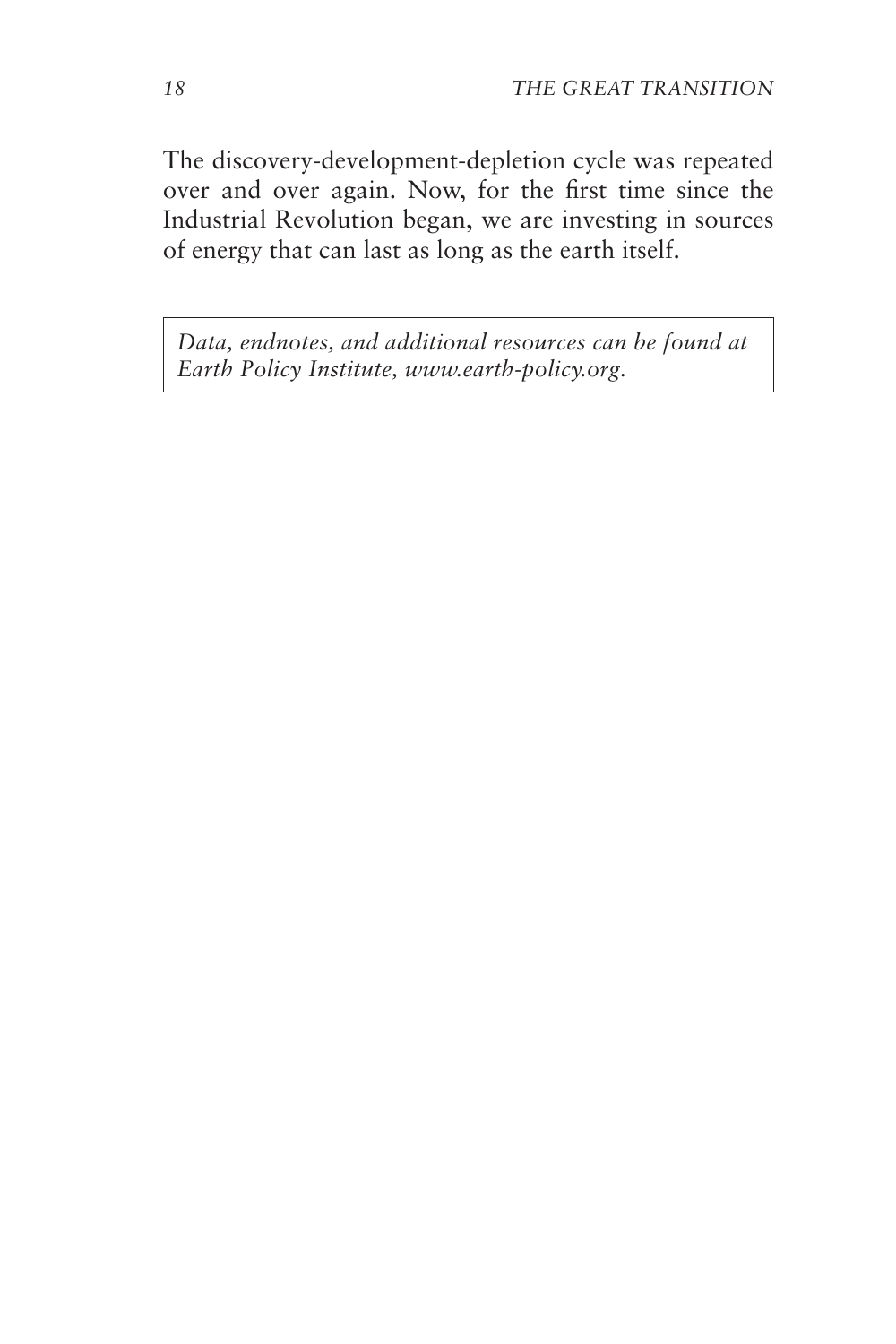The discovery-development-depletion cycle was repeated over and over again. Now, for the first time since the Industrial Revolution began, we are investing in sources of energy that can last as long as the earth itself.

*Data, endnotes, and additional resources can be found at Earth Policy Institute, www.earth-policy.org.*